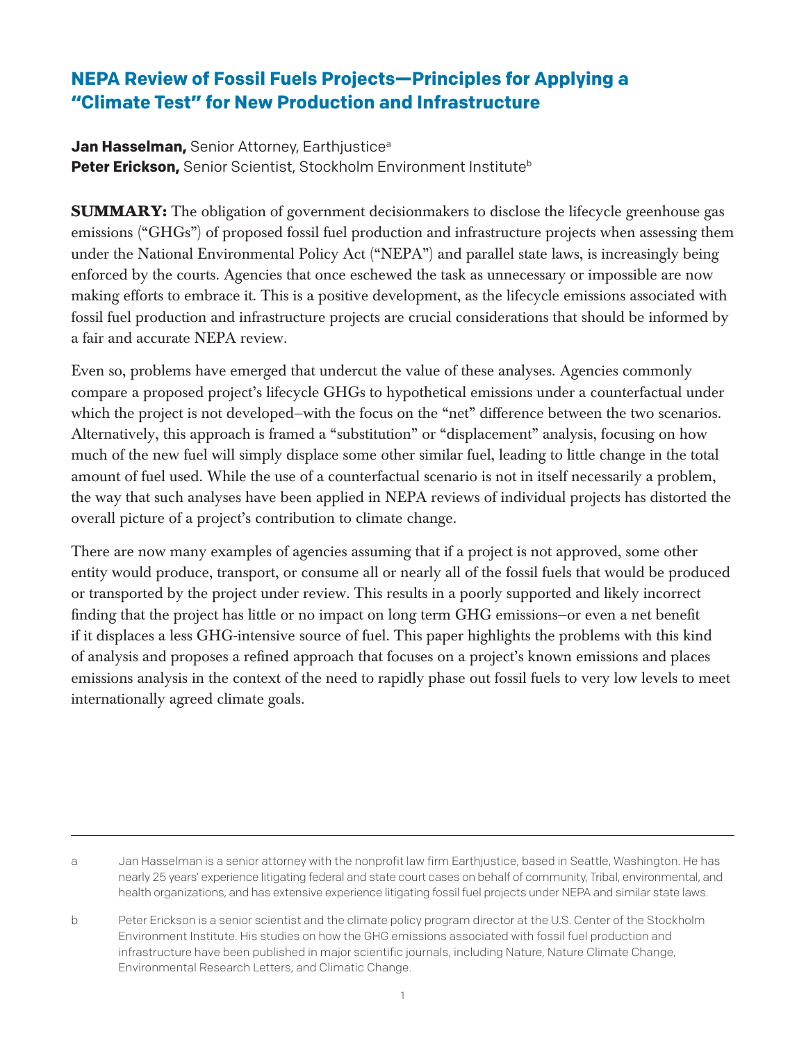# NEPA Review of Fossil Fuels Projects—Principles for Applying a "Climate Test" for New Production and Infrastructure

**Jan Hasselman,** Senior Attorney, Earthjustice[a]
**Peter Erickson,** Senior Scientist, Stockholm Environment Institute[b]

**SUMMARY:** The obligation of government decisionmakers to disclose the lifecycle greenhouse gas emissions ("GHGs") of proposed fossil fuel production and infrastructure projects when assessing them under the National Environmental Policy Act ("NEPA") and parallel state laws, is increasingly being enforced by the courts. Agencies that once eschewed the task as unnecessary or impossible are now making efforts to embrace it. This is a positive development, as the lifecycle emissions associated with fossil fuel production and infrastructure projects are crucial considerations that should be informed by a fair and accurate NEPA review.

Even so, problems have emerged that undercut the value of these analyses. Agencies commonly compare a proposed project's lifecycle GHGs to hypothetical emissions under a counterfactual under which the project is not developed–with the focus on the "net" difference between the two scenarios. Alternatively, this approach is framed a "substitution" or "displacement" analysis, focusing on how much of the new fuel will simply displace some other similar fuel, leading to little change in the total amount of fuel used. While the use of a counterfactual scenario is not in itself necessarily a problem, the way that such analyses have been applied in NEPA reviews of individual projects has distorted the overall picture of a project's contribution to climate change.

There are now many examples of agencies assuming that if a project is not approved, some other entity would produce, transport, or consume all or nearly all of the fossil fuels that would be produced or transported by the project under review. This results in a poorly supported and likely incorrect finding that the project has little or no impact on long term GHG emissions–or even a net benefit if it displaces a less GHG-intensive source of fuel. This paper highlights the problems with this kind of analysis and proposes a refined approach that focuses on a project's known emissions and places emissions analysis in the context of the need to rapidly phase out fossil fuels to very low levels to meet internationally agreed climate goals.

---

a Jan Hasselman is a senior attorney with the nonprofit law firm Earthjustice, based in Seattle, Washington. He has nearly 25 years' experience litigating federal and state court cases on behalf of community, Tribal, environmental, and health organizations, and has extensive experience litigating fossil fuel projects under NEPA and similar state laws.

b Peter Erickson is a senior scientist and the climate policy program director at the U.S. Center of the Stockholm Environment Institute. His studies on how the GHG emissions associated with fossil fuel production and infrastructure have been published in major scientific journals, including Nature, Nature Climate Change, Environmental Research Letters, and Climatic Change.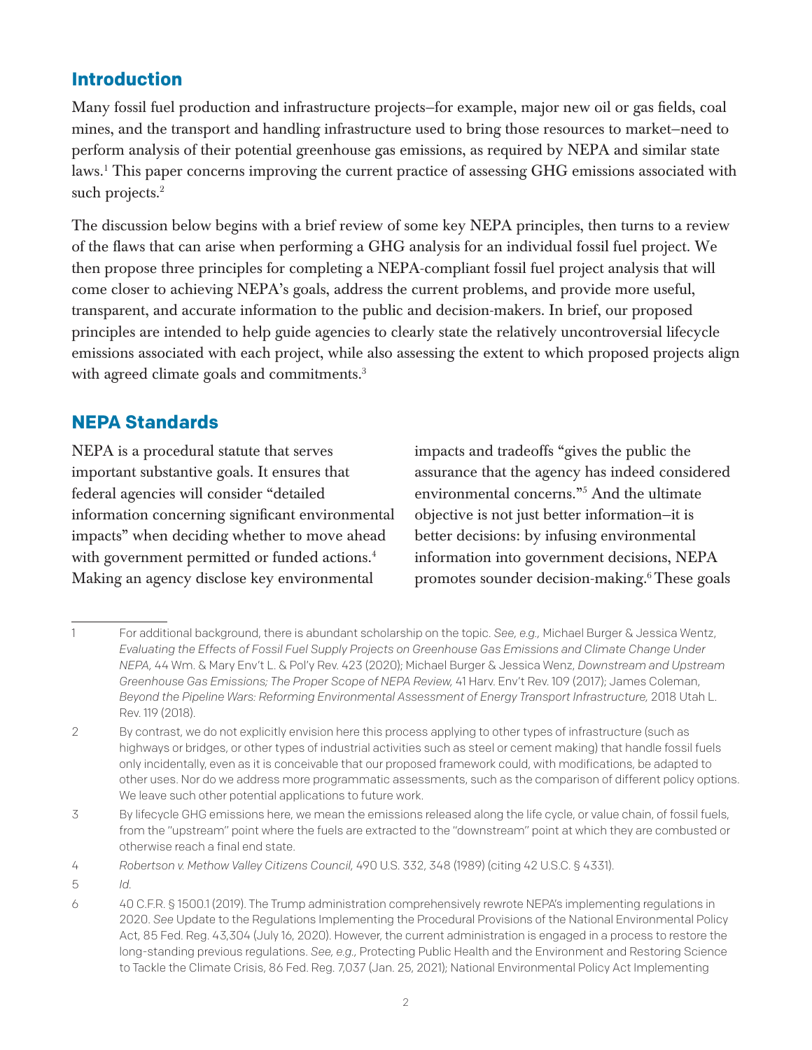## Introduction

Many fossil fuel production and infrastructure projects–for example, major new oil or gas fields, coal mines, and the transport and handling infrastructure used to bring those resources to market–need to perform analysis of their potential greenhouse gas emissions, as required by NEPA and similar state laws.[1] This paper concerns improving the current practice of assessing GHG emissions associated with such projects.[2]

The discussion below begins with a brief review of some key NEPA principles, then turns to a review of the flaws that can arise when performing a GHG analysis for an individual fossil fuel project. We then propose three principles for completing a NEPA-compliant fossil fuel project analysis that will come closer to achieving NEPA's goals, address the current problems, and provide more useful, transparent, and accurate information to the public and decision-makers. In brief, our proposed principles are intended to help guide agencies to clearly state the relatively uncontroversial lifecycle emissions associated with each project, while also assessing the extent to which proposed projects align with agreed climate goals and commitments.[3]

## NEPA Standards

NEPA is a procedural statute that serves important substantive goals. It ensures that federal agencies will consider "detailed information concerning significant environmental impacts" when deciding whether to move ahead with government permitted or funded actions.[4] Making an agency disclose key environmental impacts and tradeoffs "gives the public the assurance that the agency has indeed considered environmental concerns."[5] And the ultimate objective is not just better information–it is better decisions: by infusing environmental information into government decisions, NEPA promotes sounder decision-making.[6] These goals

---

1 For additional background, there is abundant scholarship on the topic. *See, e.g.,* Michael Burger & Jessica Wentz, *Evaluating the Effects of Fossil Fuel Supply Projects on Greenhouse Gas Emissions and Climate Change Under NEPA,* 44 Wm. & Mary Env't L. & Pol'y Rev. 423 (2020); Michael Burger & Jessica Wenz, *Downstream and Upstream Greenhouse Gas Emissions; The Proper Scope of NEPA Review,* 41 Harv. Env't Rev. 109 (2017); James Coleman, *Beyond the Pipeline Wars: Reforming Environmental Assessment of Energy Transport Infrastructure,* 2018 Utah L. Rev. 119 (2018).

2 By contrast, we do not explicitly envision here this process applying to other types of infrastructure (such as highways or bridges, or other types of industrial activities such as steel or cement making) that handle fossil fuels only incidentally, even as it is conceivable that our proposed framework could, with modifications, be adapted to other uses. Nor do we address more programmatic assessments, such as the comparison of different policy options. We leave such other potential applications to future work.

3 By lifecycle GHG emissions here, we mean the emissions released along the life cycle, or value chain, of fossil fuels, from the "upstream" point where the fuels are extracted to the "downstream" point at which they are combusted or otherwise reach a final end state.

4 *Robertson v. Methow Valley Citizens Council,* 490 U.S. 332, 348 (1989) (citing 42 U.S.C. § 4331).

5 *Id.*

6 40 C.F.R. § 1500.1 (2019). The Trump administration comprehensively rewrote NEPA's implementing regulations in 2020. *See* Update to the Regulations Implementing the Procedural Provisions of the National Environmental Policy Act, 85 Fed. Reg. 43,304 (July 16, 2020). However, the current administration is engaged in a process to restore the long-standing previous regulations. *See, e.g.,* Protecting Public Health and the Environment and Restoring Science to Tackle the Climate Crisis, 86 Fed. Reg. 7,037 (Jan. 25, 2021); National Environmental Policy Act Implementing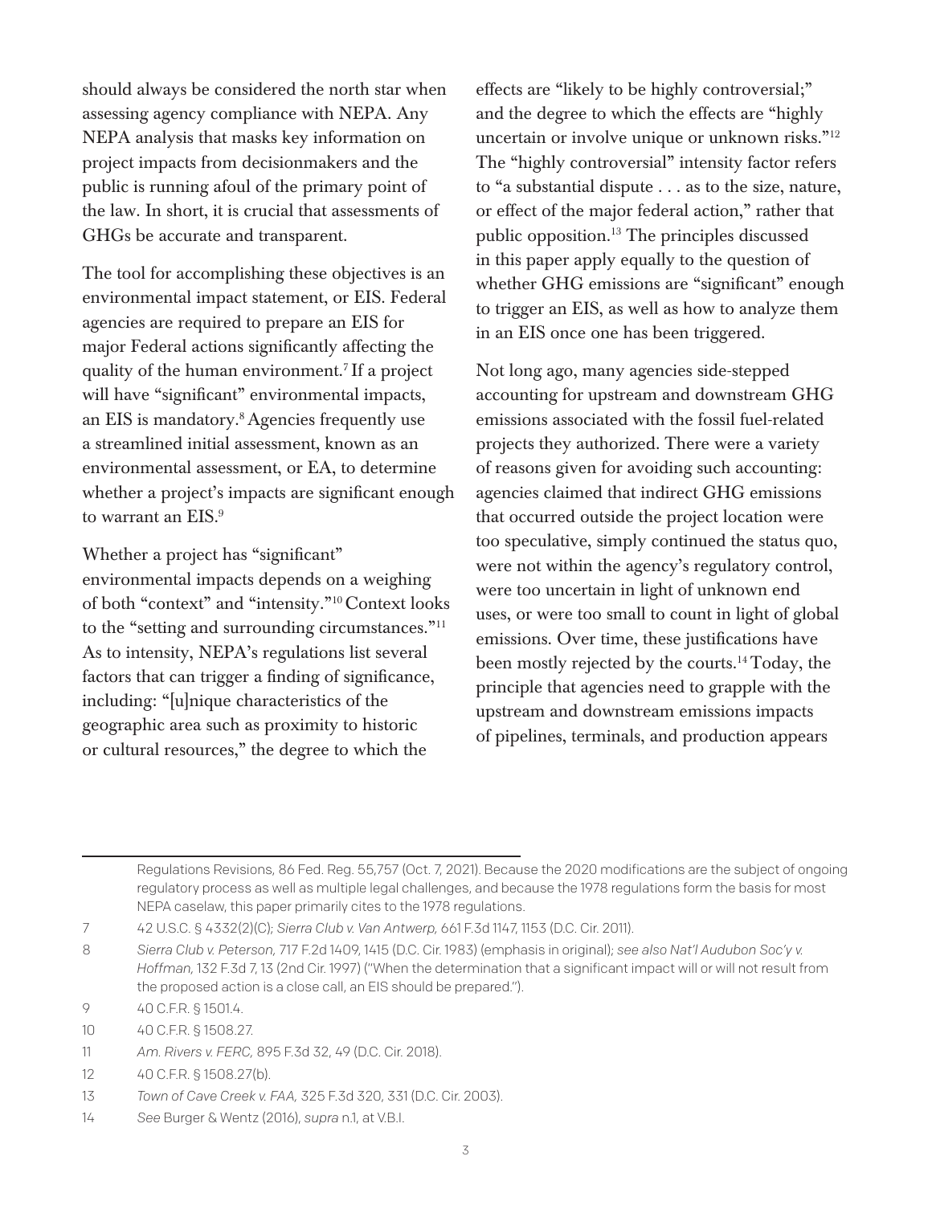should always be considered the north star when assessing agency compliance with NEPA. Any NEPA analysis that masks key information on project impacts from decisionmakers and the public is running afoul of the primary point of the law. In short, it is crucial that assessments of GHGs be accurate and transparent.

The tool for accomplishing these objectives is an environmental impact statement, or EIS. Federal agencies are required to prepare an EIS for major Federal actions significantly affecting the quality of the human environment.[7] If a project will have "significant" environmental impacts, an EIS is mandatory.[8] Agencies frequently use a streamlined initial assessment, known as an environmental assessment, or EA, to determine whether a project's impacts are significant enough to warrant an EIS.[9]

Whether a project has "significant" environmental impacts depends on a weighing of both "context" and "intensity."[10] Context looks to the "setting and surrounding circumstances."[11] As to intensity, NEPA's regulations list several factors that can trigger a finding of significance, including: "[u]nique characteristics of the geographic area such as proximity to historic or cultural resources," the degree to which the effects are "likely to be highly controversial;" and the degree to which the effects are "highly uncertain or involve unique or unknown risks."[12] The "highly controversial" intensity factor refers to "a substantial dispute . . . as to the size, nature, or effect of the major federal action," rather that public opposition.[13] The principles discussed in this paper apply equally to the question of whether GHG emissions are "significant" enough to trigger an EIS, as well as how to analyze them in an EIS once one has been triggered.

Not long ago, many agencies side-stepped accounting for upstream and downstream GHG emissions associated with the fossil fuel-related projects they authorized. There were a variety of reasons given for avoiding such accounting: agencies claimed that indirect GHG emissions that occurred outside the project location were too speculative, simply continued the status quo, were not within the agency's regulatory control, were too uncertain in light of unknown end uses, or were too small to count in light of global emissions. Over time, these justifications have been mostly rejected by the courts.[14] Today, the principle that agencies need to grapple with the upstream and downstream emissions impacts of pipelines, terminals, and production appears

---

Regulations Revisions, 86 Fed. Reg. 55,757 (Oct. 7, 2021). Because the 2020 modifications are the subject of ongoing regulatory process as well as multiple legal challenges, and because the 1978 regulations form the basis for most NEPA caselaw, this paper primarily cites to the 1978 regulations.

7 42 U.S.C. § 4332(2)(C); *Sierra Club v. Van Antwerp*, 661 F.3d 1147, 1153 (D.C. Cir. 2011).

8 *Sierra Club v. Peterson*, 717 F.2d 1409, 1415 (D.C. Cir. 1983) (emphasis in original); *see also Nat'l Audubon Soc'y v. Hoffman*, 132 F.3d 7, 13 (2nd Cir. 1997) ("When the determination that a significant impact will or will not result from the proposed action is a close call, an EIS should be prepared.").

9 40 C.F.R. § 1501.4.

10 40 C.F.R. § 1508.27.

11 *Am. Rivers v. FERC*, 895 F.3d 32, 49 (D.C. Cir. 2018).

12 40 C.F.R. § 1508.27(b).

13 *Town of Cave Creek v. FAA*, 325 F.3d 320, 331 (D.C. Cir. 2003).

14 *See* Burger & Wentz (2016), *supra* n.1, at V.B.I.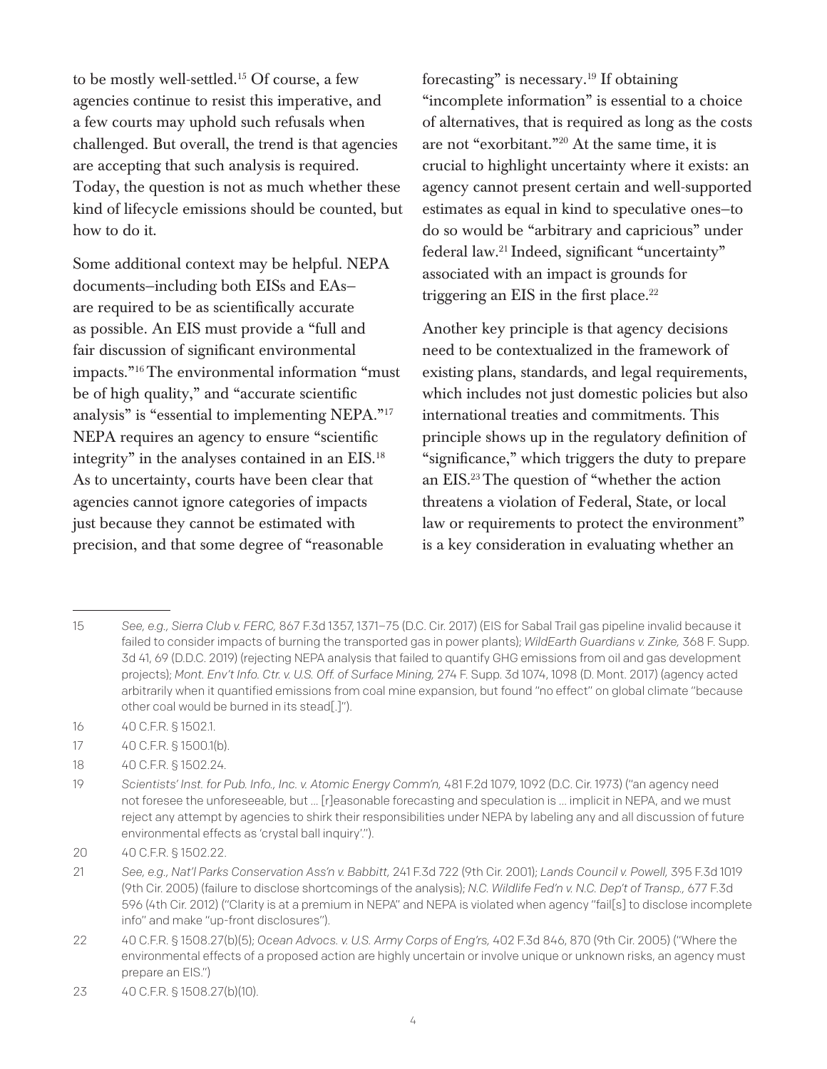to be mostly well-settled.[15] Of course, a few agencies continue to resist this imperative, and a few courts may uphold such refusals when challenged. But overall, the trend is that agencies are accepting that such analysis is required. Today, the question is not as much whether these kind of lifecycle emissions should be counted, but how to do it.

Some additional context may be helpful. NEPA documents—including both EISs and EAs—are required to be as scientifically accurate as possible. An EIS must provide a "full and fair discussion of significant environmental impacts."[16] The environmental information "must be of high quality," and "accurate scientific analysis" is "essential to implementing NEPA."[17] NEPA requires an agency to ensure "scientific integrity" in the analyses contained in an EIS.[18] As to uncertainty, courts have been clear that agencies cannot ignore categories of impacts just because they cannot be estimated with precision, and that some degree of "reasonable forecasting" is necessary.[19] If obtaining "incomplete information" is essential to a choice of alternatives, that is required as long as the costs are not "exorbitant."[20] At the same time, it is crucial to highlight uncertainty where it exists: an agency cannot present certain and well-supported estimates as equal in kind to speculative ones—to do so would be "arbitrary and capricious" under federal law.[21] Indeed, significant "uncertainty" associated with an impact is grounds for triggering an EIS in the first place.[22]

Another key principle is that agency decisions need to be contextualized in the framework of existing plans, standards, and legal requirements, which includes not just domestic policies but also international treaties and commitments. This principle shows up in the regulatory definition of "significance," which triggers the duty to prepare an EIS.[23] The question of "whether the action threatens a violation of Federal, State, or local law or requirements to protect the environment" is a key consideration in evaluating whether an

---

15 *See, e.g., Sierra Club v. FERC,* 867 F.3d 1357, 1371–75 (D.C. Cir. 2017) (EIS for Sabal Trail gas pipeline invalid because it failed to consider impacts of burning the transported gas in power plants); *WildEarth Guardians v. Zinke,* 368 F. Supp. 3d 41, 69 (D.D.C. 2019) (rejecting NEPA analysis that failed to quantify GHG emissions from oil and gas development projects); *Mont. Env't Info. Ctr. v. U.S. Off. of Surface Mining,* 274 F. Supp. 3d 1074, 1098 (D. Mont. 2017) (agency acted arbitrarily when it quantified emissions from coal mine expansion, but found "no effect" on global climate "because other coal would be burned in its stead[.]").

16 40 C.F.R. § 1502.1.

17 40 C.F.R. § 1500.1(b).

18 40 C.F.R. § 1502.24.

19 *Scientists' Inst. for Pub. Info., Inc. v. Atomic Energy Comm'n,* 481 F.2d 1079, 1092 (D.C. Cir. 1973) ("an agency need not foresee the unforeseeable, but … [r]easonable forecasting and speculation is … implicit in NEPA, and we must reject any attempt by agencies to shirk their responsibilities under NEPA by labeling any and all discussion of future environmental effects as 'crystal ball inquiry'.").

20 40 C.F.R. § 1502.22.

21 *See, e.g., Nat'l Parks Conservation Ass'n v. Babbitt,* 241 F.3d 722 (9th Cir. 2001); *Lands Council v. Powell,* 395 F.3d 1019 (9th Cir. 2005) (failure to disclose shortcomings of the analysis); *N.C. Wildlife Fed'n v. N.C. Dep't of Transp.,* 677 F.3d 596 (4th Cir. 2012) ("Clarity is at a premium in NEPA" and NEPA is violated when agency "fail[s] to disclose incomplete info" and make "up-front disclosures").

22 40 C.F.R. § 1508.27(b)(5); *Ocean Advocs. v. U.S. Army Corps of Eng'rs,* 402 F.3d 846, 870 (9th Cir. 2005) ("Where the environmental effects of a proposed action are highly uncertain or involve unique or unknown risks, an agency must prepare an EIS.")

23 40 C.F.R. § 1508.27(b)(10).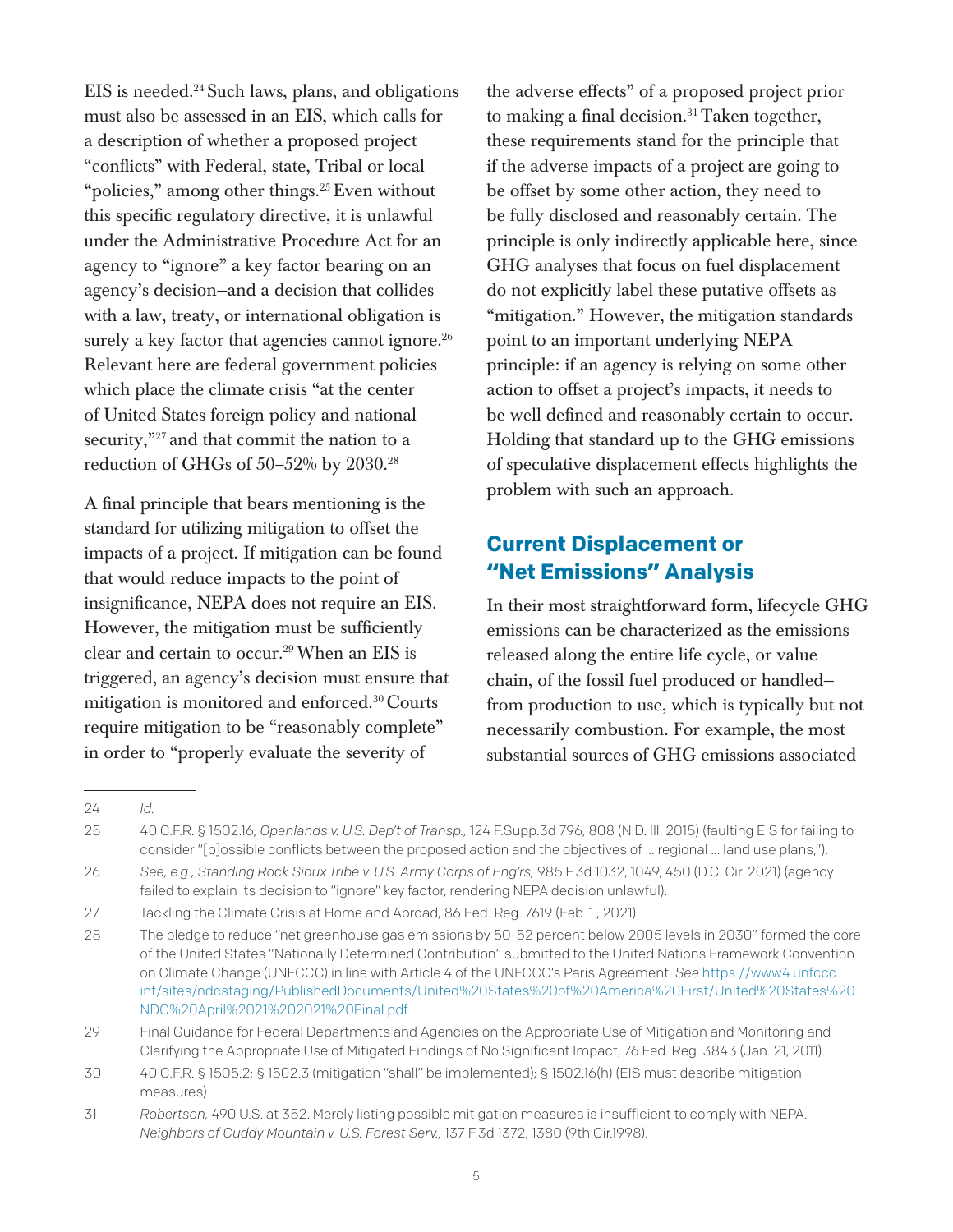EIS is needed.[24] Such laws, plans, and obligations must also be assessed in an EIS, which calls for a description of whether a proposed project "conflicts" with Federal, state, Tribal or local "policies," among other things.[25] Even without this specific regulatory directive, it is unlawful under the Administrative Procedure Act for an agency to "ignore" a key factor bearing on an agency's decision—and a decision that collides with a law, treaty, or international obligation is surely a key factor that agencies cannot ignore.[26] Relevant here are federal government policies which place the climate crisis "at the center of United States foreign policy and national security,"[27] and that commit the nation to a reduction of GHGs of 50–52% by 2030.[28]

A final principle that bears mentioning is the standard for utilizing mitigation to offset the impacts of a project. If mitigation can be found that would reduce impacts to the point of insignificance, NEPA does not require an EIS. However, the mitigation must be sufficiently clear and certain to occur.[29] When an EIS is triggered, an agency's decision must ensure that mitigation is monitored and enforced.[30] Courts require mitigation to be "reasonably complete" in order to "properly evaluate the severity of the adverse effects" of a proposed project prior to making a final decision.[31] Taken together, these requirements stand for the principle that if the adverse impacts of a project are going to be offset by some other action, they need to be fully disclosed and reasonably certain. The principle is only indirectly applicable here, since GHG analyses that focus on fuel displacement do not explicitly label these putative offsets as "mitigation." However, the mitigation standards point to an important underlying NEPA principle: if an agency is relying on some other action to offset a project's impacts, it needs to be well defined and reasonably certain to occur. Holding that standard up to the GHG emissions of speculative displacement effects highlights the problem with such an approach.

## Current Displacement or "Net Emissions" Analysis

In their most straightforward form, lifecycle GHG emissions can be characterized as the emissions released along the entire life cycle, or value chain, of the fossil fuel produced or handled—from production to use, which is typically but not necessarily combustion. For example, the most substantial sources of GHG emissions associated

---

24 *Id.*

25 40 C.F.R. § 1502.16; *Openlands v. U.S. Dep't of Transp.,* 124 F.Supp.3d 796, 808 (N.D. Ill. 2015) (faulting EIS for failing to consider "[p]ossible conflicts between the proposed action and the objectives of … regional … land use plans,").

26 *See, e.g., Standing Rock Sioux Tribe v. U.S. Army Corps of Eng'rs,* 985 F.3d 1032, 1049, 450 (D.C. Cir. 2021) (agency failed to explain its decision to "ignore" key factor, rendering NEPA decision unlawful).

27 Tackling the Climate Crisis at Home and Abroad, 86 Fed. Reg. 7619 (Feb. 1., 2021).

28 The pledge to reduce "net greenhouse gas emissions by 50-52 percent below 2005 levels in 2030" formed the core of the United States "Nationally Determined Contribution" submitted to the United Nations Framework Convention on Climate Change (UNFCCC) in line with Article 4 of the UNFCCC's Paris Agreement. *See* https://www4.unfccc.int/sites/ndcstaging/PublishedDocuments/United%20States%20of%20America%20First/United%20States%20NDC%20April%2021%202021%20Final.pdf.

29 Final Guidance for Federal Departments and Agencies on the Appropriate Use of Mitigation and Monitoring and Clarifying the Appropriate Use of Mitigated Findings of No Significant Impact, 76 Fed. Reg. 3843 (Jan. 21, 2011).

30 40 C.F.R. § 1505.2; § 1502.3 (mitigation "shall" be implemented); § 1502.16(h) (EIS must describe mitigation measures).

31 *Robertson,* 490 U.S. at 352. Merely listing possible mitigation measures is insufficient to comply with NEPA. *Neighbors of Cuddy Mountain v. U.S. Forest Serv.,* 137 F.3d 1372, 1380 (9th Cir.1998).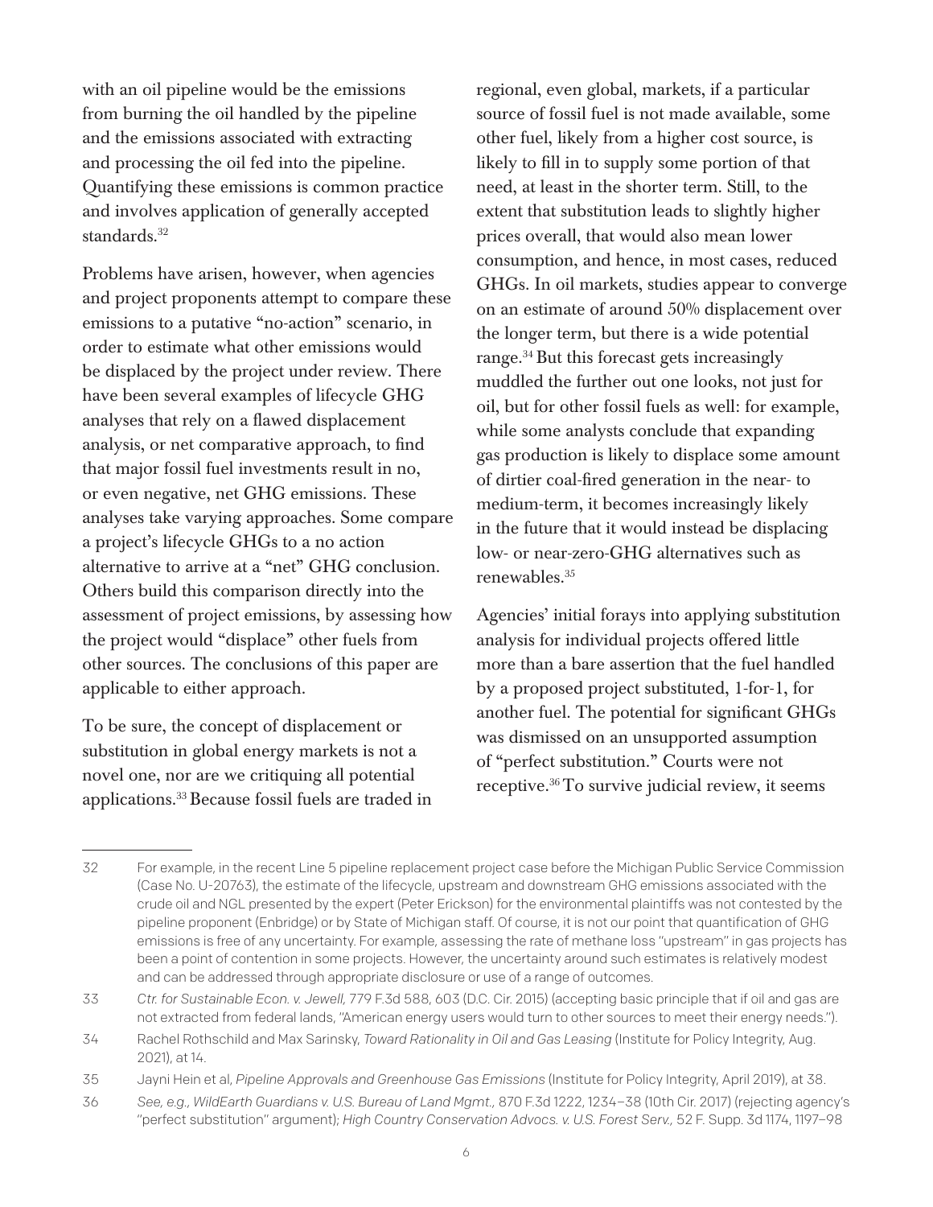with an oil pipeline would be the emissions from burning the oil handled by the pipeline and the emissions associated with extracting and processing the oil fed into the pipeline. Quantifying these emissions is common practice and involves application of generally accepted standards.[32]

Problems have arisen, however, when agencies and project proponents attempt to compare these emissions to a putative "no-action" scenario, in order to estimate what other emissions would be displaced by the project under review. There have been several examples of lifecycle GHG analyses that rely on a flawed displacement analysis, or net comparative approach, to find that major fossil fuel investments result in no, or even negative, net GHG emissions. These analyses take varying approaches. Some compare a project's lifecycle GHGs to a no action alternative to arrive at a "net" GHG conclusion. Others build this comparison directly into the assessment of project emissions, by assessing how the project would "displace" other fuels from other sources. The conclusions of this paper are applicable to either approach.

To be sure, the concept of displacement or substitution in global energy markets is not a novel one, nor are we critiquing all potential applications.[33] Because fossil fuels are traded in regional, even global, markets, if a particular source of fossil fuel is not made available, some other fuel, likely from a higher cost source, is likely to fill in to supply some portion of that need, at least in the shorter term. Still, to the extent that substitution leads to slightly higher prices overall, that would also mean lower consumption, and hence, in most cases, reduced GHGs. In oil markets, studies appear to converge on an estimate of around 50% displacement over the longer term, but there is a wide potential range.[34] But this forecast gets increasingly muddled the further out one looks, not just for oil, but for other fossil fuels as well: for example, while some analysts conclude that expanding gas production is likely to displace some amount of dirtier coal-fired generation in the near- to medium-term, it becomes increasingly likely in the future that it would instead be displacing low- or near-zero-GHG alternatives such as renewables.[35]

Agencies' initial forays into applying substitution analysis for individual projects offered little more than a bare assertion that the fuel handled by a proposed project substituted, 1-for-1, for another fuel. The potential for significant GHGs was dismissed on an unsupported assumption of "perfect substitution." Courts were not receptive.[36] To survive judicial review, it seems

---

32 For example, in the recent Line 5 pipeline replacement project case before the Michigan Public Service Commission (Case No. U-20763), the estimate of the lifecycle, upstream and downstream GHG emissions associated with the crude oil and NGL presented by the expert (Peter Erickson) for the environmental plaintiffs was not contested by the pipeline proponent (Enbridge) or by State of Michigan staff. Of course, it is not our point that quantification of GHG emissions is free of any uncertainty. For example, assessing the rate of methane loss "upstream" in gas projects has been a point of contention in some projects. However, the uncertainty around such estimates is relatively modest and can be addressed through appropriate disclosure or use of a range of outcomes.

33 *Ctr. for Sustainable Econ. v. Jewell,* 779 F.3d 588, 603 (D.C. Cir. 2015) (accepting basic principle that if oil and gas are not extracted from federal lands, "American energy users would turn to other sources to meet their energy needs.").

34 Rachel Rothschild and Max Sarinsky, *Toward Rationality in Oil and Gas Leasing* (Institute for Policy Integrity, Aug. 2021), at 14.

35 Jayni Hein et al, *Pipeline Approvals and Greenhouse Gas Emissions* (Institute for Policy Integrity, April 2019), at 38.

36 *See, e.g., WildEarth Guardians v. U.S. Bureau of Land Mgmt.,* 870 F.3d 1222, 1234–38 (10th Cir. 2017) (rejecting agency's "perfect substitution" argument); *High Country Conservation Advocs. v. U.S. Forest Serv.,* 52 F. Supp. 3d 1174, 1197–98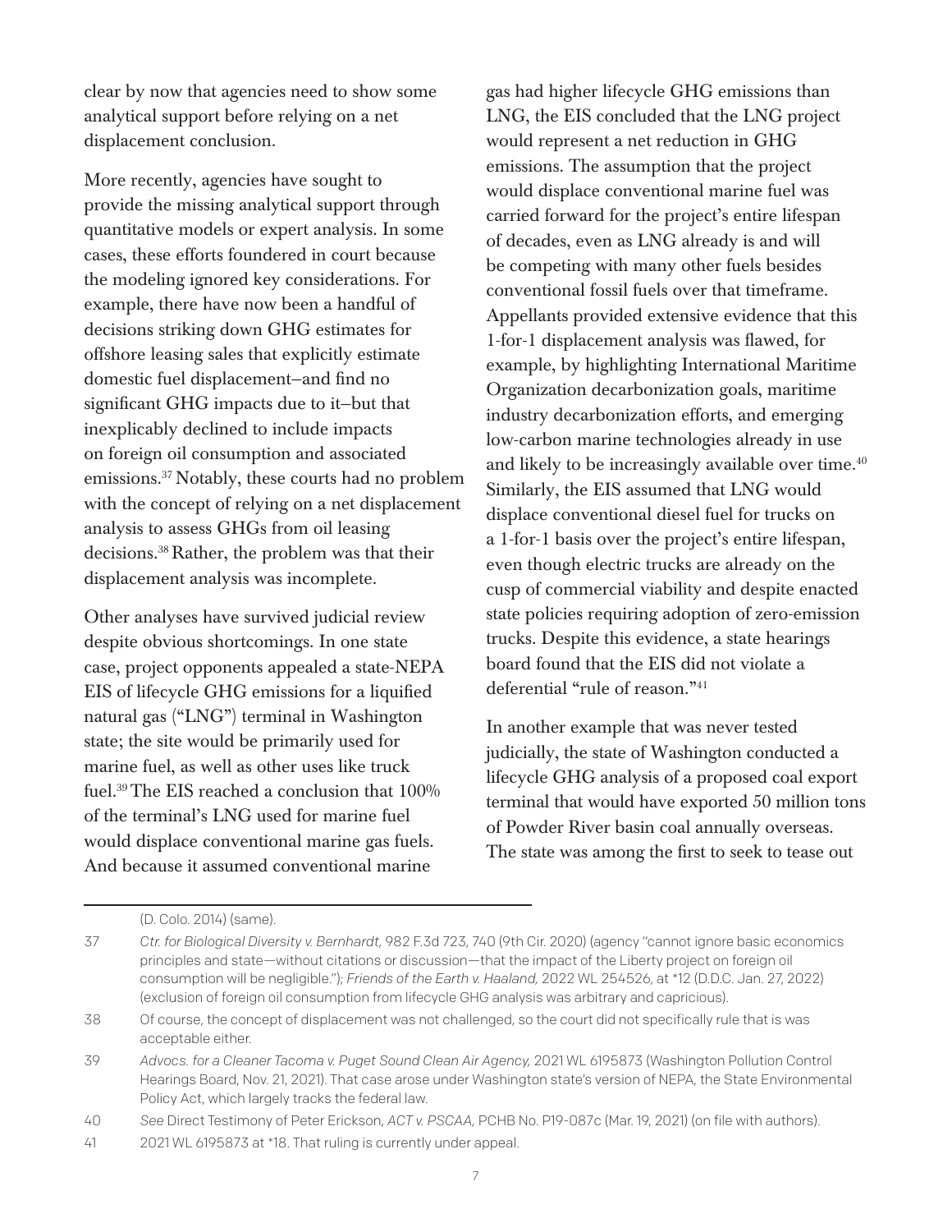clear by now that agencies need to show some analytical support before relying on a net displacement conclusion.

More recently, agencies have sought to provide the missing analytical support through quantitative models or expert analysis. In some cases, these efforts foundered in court because the modeling ignored key considerations. For example, there have now been a handful of decisions striking down GHG estimates for offshore leasing sales that explicitly estimate domestic fuel displacement–and find no significant GHG impacts due to it–but that inexplicably declined to include impacts on foreign oil consumption and associated emissions.[37] Notably, these courts had no problem with the concept of relying on a net displacement analysis to assess GHGs from oil leasing decisions.[38] Rather, the problem was that their displacement analysis was incomplete.

Other analyses have survived judicial review despite obvious shortcomings. In one state case, project opponents appealed a state-NEPA EIS of lifecycle GHG emissions for a liquified natural gas ("LNG") terminal in Washington state; the site would be primarily used for marine fuel, as well as other uses like truck fuel.[39] The EIS reached a conclusion that 100% of the terminal's LNG used for marine fuel would displace conventional marine gas fuels. And because it assumed conventional marine gas had higher lifecycle GHG emissions than LNG, the EIS concluded that the LNG project would represent a net reduction in GHG emissions. The assumption that the project would displace conventional marine fuel was carried forward for the project's entire lifespan of decades, even as LNG already is and will be competing with many other fuels besides conventional fossil fuels over that timeframe. Appellants provided extensive evidence that this 1-for-1 displacement analysis was flawed, for example, by highlighting International Maritime Organization decarbonization goals, maritime industry decarbonization efforts, and emerging low-carbon marine technologies already in use and likely to be increasingly available over time.[40] Similarly, the EIS assumed that LNG would displace conventional diesel fuel for trucks on a 1-for-1 basis over the project's entire lifespan, even though electric trucks are already on the cusp of commercial viability and despite enacted state policies requiring adoption of zero-emission trucks. Despite this evidence, a state hearings board found that the EIS did not violate a deferential "rule of reason."[41]

In another example that was never tested judicially, the state of Washington conducted a lifecycle GHG analysis of a proposed coal export terminal that would have exported 50 million tons of Powder River basin coal annually overseas. The state was among the first to seek to tease out

---

(D. Colo. 2014) (same).

37 *Ctr. for Biological Diversity v. Bernhardt*, 982 F.3d 723, 740 (9th Cir. 2020) (agency "cannot ignore basic economics principles and state—without citations or discussion—that the impact of the Liberty project on foreign oil consumption will be negligible."); *Friends of the Earth v. Haaland*, 2022 WL 254526, at *12 (D.D.C. Jan. 27, 2022) (exclusion of foreign oil consumption from lifecycle GHG analysis was arbitrary and capricious).

38 Of course, the concept of displacement was not challenged, so the court did not specifically rule that is was acceptable either.

39 *Advocs. for a Cleaner Tacoma v. Puget Sound Clean Air Agency*, 2021 WL 6195873 (Washington Pollution Control Hearings Board, Nov. 21, 2021). That case arose under Washington state's version of NEPA, the State Environmental Policy Act, which largely tracks the federal law.

40 *See* Direct Testimony of Peter Erickson, *ACT v. PSCAA*, PCHB No. P19-087c (Mar. 19, 2021) (on file with authors).

41 2021 WL 6195873 at *18. That ruling is currently under appeal.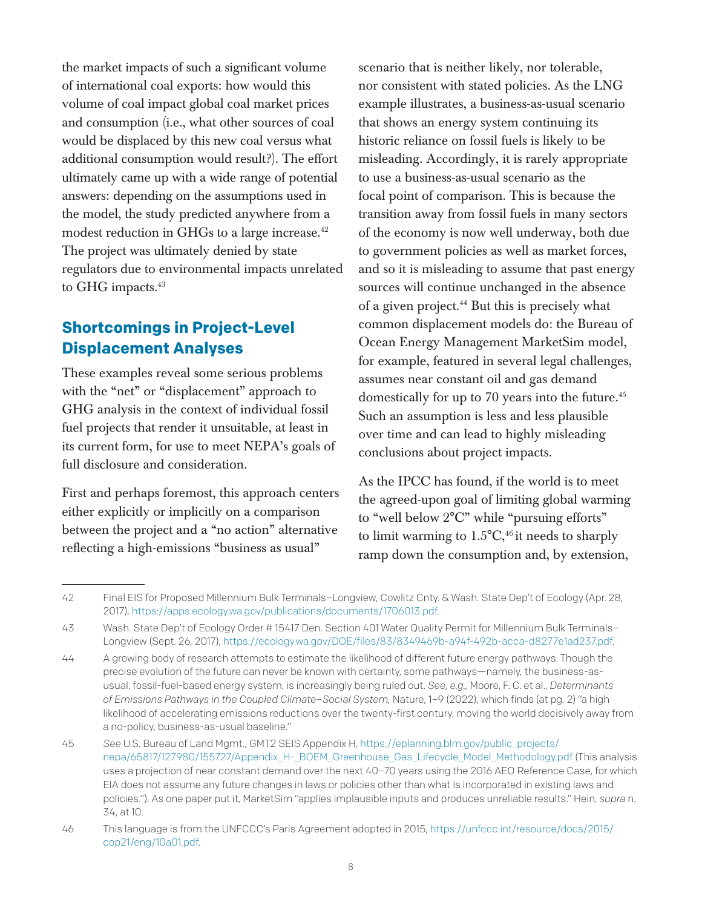the market impacts of such a significant volume of international coal exports: how would this volume of coal impact global coal market prices and consumption (i.e., what other sources of coal would be displaced by this new coal versus what additional consumption would result?). The effort ultimately came up with a wide range of potential answers: depending on the assumptions used in the model, the study predicted anywhere from a modest reduction in GHGs to a large increase.[42] The project was ultimately denied by state regulators due to environmental impacts unrelated to GHG impacts.[43]

## Shortcomings in Project-Level Displacement Analyses

These examples reveal some serious problems with the "net" or "displacement" approach to GHG analysis in the context of individual fossil fuel projects that render it unsuitable, at least in its current form, for use to meet NEPA's goals of full disclosure and consideration.

First and perhaps foremost, this approach centers either explicitly or implicitly on a comparison between the project and a "no action" alternative reflecting a high-emissions "business as usual" scenario that is neither likely, nor tolerable, nor consistent with stated policies. As the LNG example illustrates, a business-as-usual scenario that shows an energy system continuing its historic reliance on fossil fuels is likely to be misleading. Accordingly, it is rarely appropriate to use a business-as-usual scenario as the focal point of comparison. This is because the transition away from fossil fuels in many sectors of the economy is now well underway, both due to government policies as well as market forces, and so it is misleading to assume that past energy sources will continue unchanged in the absence of a given project.[44] But this is precisely what common displacement models do: the Bureau of Ocean Energy Management MarketSim model, for example, featured in several legal challenges, assumes near constant oil and gas demand domestically for up to 70 years into the future.[45] Such an assumption is less and less plausible over time and can lead to highly misleading conclusions about project impacts.

As the IPCC has found, if the world is to meet the agreed-upon goal of limiting global warming to "well below 2°C" while "pursuing efforts" to limit warming to 1.5°C,[46] it needs to sharply ramp down the consumption and, by extension,

---

42 Final EIS for Proposed Millennium Bulk Terminals–Longview, Cowlitz Cnty. & Wash. State Dep't of Ecology (Apr. 28, 2017), https://apps.ecology.wa.gov/publications/documents/1706013.pdf.

43 Wash. State Dep't of Ecology Order # 15417 Den. Section 401 Water Quality Permit for Millennium Bulk Terminals–Longview (Sept. 26, 2017), https://ecology.wa.gov/DOE/files/83/8349469b-a94f-492b-acca-d8277e1ad237.pdf.

44 A growing body of research attempts to estimate the likelihood of different future energy pathways. Though the precise evolution of the future can never be known with certainty, some pathways—namely, the business-as-usual, fossil-fuel-based energy system, is increasingly being ruled out. *See, e.g.,* Moore, F. C. et al., *Determinants of Emissions Pathways in the Coupled Climate–Social System,* Nature, 1–9 (2022), which finds (at pg. 2) "a high likelihood of accelerating emissions reductions over the twenty-first century, moving the world decisively away from a no-policy, business-as-usual baseline."

45 *See* U.S. Bureau of Land Mgmt., GMT2 SEIS Appendix H, https://eplanning.blm.gov/public_projects/nepa/65817/127980/155727/Appendix_H-_BOEM_Greenhouse_Gas_Lifecycle_Model_Methodology.pdf (This analysis uses a projection of near constant demand over the next 40–70 years using the 2016 AEO Reference Case, for which EIA does not assume any future changes in laws or policies other than what is incorporated in existing laws and policies."). As one paper put it, MarketSim "applies implausible inputs and produces unreliable results." Hein, *supra* n. 34, at 10.

46 This language is from the UNFCCC's Paris Agreement adopted in 2015, https://unfccc.int/resource/docs/2015/cop21/eng/10a01.pdf.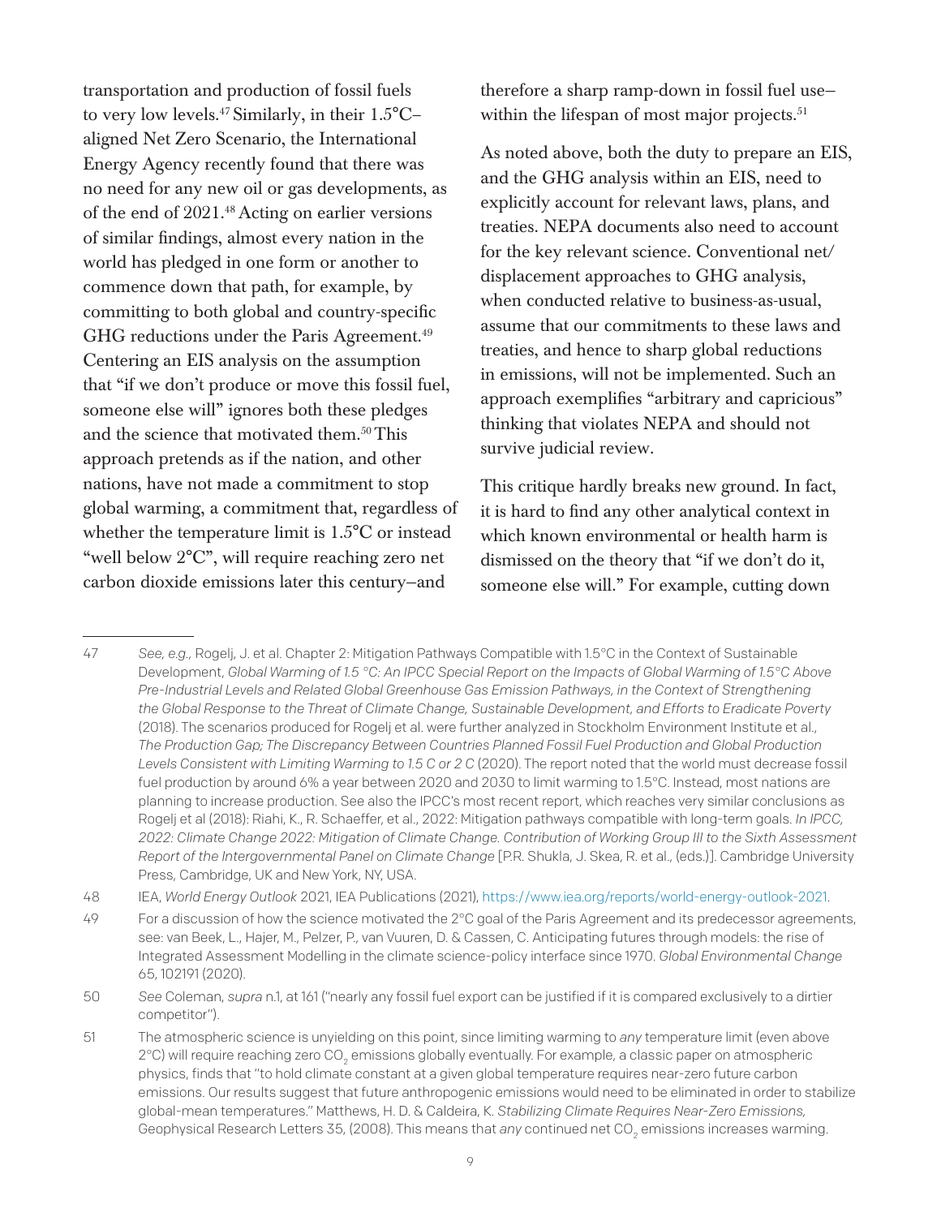transportation and production of fossil fuels to very low levels.[47] Similarly, in their 1.5°C–aligned Net Zero Scenario, the International Energy Agency recently found that there was no need for any new oil or gas developments, as of the end of 2021.[48] Acting on earlier versions of similar findings, almost every nation in the world has pledged in one form or another to commence down that path, for example, by committing to both global and country-specific GHG reductions under the Paris Agreement.[49] Centering an EIS analysis on the assumption that "if we don't produce or move this fossil fuel, someone else will" ignores both these pledges and the science that motivated them.[50] This approach pretends as if the nation, and other nations, have not made a commitment to stop global warming, a commitment that, regardless of whether the temperature limit is 1.5°C or instead "well below 2°C", will require reaching zero net carbon dioxide emissions later this century–and therefore a sharp ramp-down in fossil fuel use–within the lifespan of most major projects.[51]

As noted above, both the duty to prepare an EIS, and the GHG analysis within an EIS, need to explicitly account for relevant laws, plans, and treaties. NEPA documents also need to account for the key relevant science. Conventional net/displacement approaches to GHG analysis, when conducted relative to business-as-usual, assume that our commitments to these laws and treaties, and hence to sharp global reductions in emissions, will not be implemented. Such an approach exemplifies "arbitrary and capricious" thinking that violates NEPA and should not survive judicial review.

This critique hardly breaks new ground. In fact, it is hard to find any other analytical context in which known environmental or health harm is dismissed on the theory that "if we don't do it, someone else will." For example, cutting down

---

47 *See, e.g.,* Rogelj, J. et al. Chapter 2: Mitigation Pathways Compatible with 1.5°C in the Context of Sustainable Development, *Global Warming of 1.5 °C: An IPCC Special Report on the Impacts of Global Warming of 1.5°C Above Pre-Industrial Levels and Related Global Greenhouse Gas Emission Pathways, in the Context of Strengthening the Global Response to the Threat of Climate Change, Sustainable Development, and Efforts to Eradicate Poverty* (2018). The scenarios produced for Rogelj et al. were further analyzed in Stockholm Environment Institute et al., *The Production Gap; The Discrepancy Between Countries Planned Fossil Fuel Production and Global Production Levels Consistent with Limiting Warming to 1.5 C or 2 C* (2020). The report noted that the world must decrease fossil fuel production by around 6% a year between 2020 and 2030 to limit warming to 1.5°C. Instead, most nations are planning to increase production. See also the IPCC's most recent report, which reaches very similar conclusions as Rogelj et al (2018): Riahi, K., R. Schaeffer, et al., 2022: Mitigation pathways compatible with long-term goals. *In IPCC, 2022: Climate Change 2022: Mitigation of Climate Change. Contribution of Working Group III to the Sixth Assessment Report of the Intergovernmental Panel on Climate Change* [P.R. Shukla, J. Skea, R. et al., (eds.)]. Cambridge University Press, Cambridge, UK and New York, NY, USA.

48 IEA, *World Energy Outlook* 2021, IEA Publications (2021), https://www.iea.org/reports/world-energy-outlook-2021.

49 For a discussion of how the science motivated the 2°C goal of the Paris Agreement and its predecessor agreements, see: van Beek, L., Hajer, M., Pelzer, P., van Vuuren, D. & Cassen, C. Anticipating futures through models: the rise of Integrated Assessment Modelling in the climate science-policy interface since 1970. *Global Environmental Change* 65, 102191 (2020).

50 *See* Coleman, *supra* n.1, at 161 ("nearly any fossil fuel export can be justified if it is compared exclusively to a dirtier competitor").

51 The atmospheric science is unyielding on this point, since limiting warming to *any* temperature limit (even above 2°C) will require reaching zero $CO_2$ emissions globally eventually. For example, a classic paper on atmospheric physics, finds that "to hold climate constant at a given global temperature requires near-zero future carbon emissions. Our results suggest that future anthropogenic emissions would need to be eliminated in order to stabilize global-mean temperatures." Matthews, H. D. & Caldeira, K. *Stabilizing Climate Requires Near-Zero Emissions,* Geophysical Research Letters 35, (2008). This means that *any* continued net $CO_2$ emissions increases warming.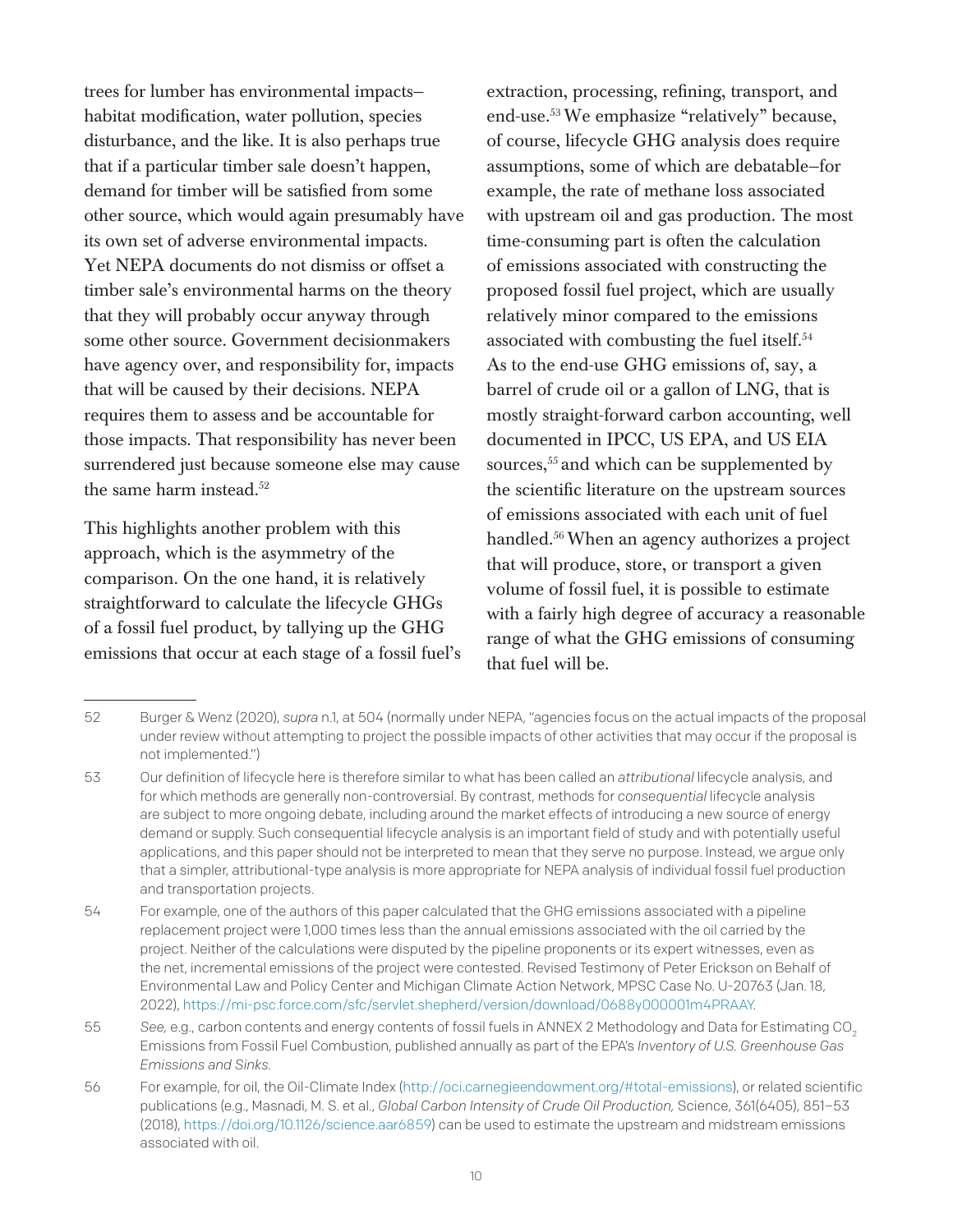trees for lumber has environmental impacts–habitat modification, water pollution, species disturbance, and the like. It is also perhaps true that if a particular timber sale doesn't happen, demand for timber will be satisfied from some other source, which would again presumably have its own set of adverse environmental impacts. Yet NEPA documents do not dismiss or offset a timber sale's environmental harms on the theory that they will probably occur anyway through some other source. Government decisionmakers have agency over, and responsibility for, impacts that will be caused by their decisions. NEPA requires them to assess and be accountable for those impacts. That responsibility has never been surrendered just because someone else may cause the same harm instead.[52]

This highlights another problem with this approach, which is the asymmetry of the comparison. On the one hand, it is relatively straightforward to calculate the lifecycle GHGs of a fossil fuel product, by tallying up the GHG emissions that occur at each stage of a fossil fuel's extraction, processing, refining, transport, and end-use.[53] We emphasize "relatively" because, of course, lifecycle GHG analysis does require assumptions, some of which are debatable–for example, the rate of methane loss associated with upstream oil and gas production. The most time-consuming part is often the calculation of emissions associated with constructing the proposed fossil fuel project, which are usually relatively minor compared to the emissions associated with combusting the fuel itself.[54] As to the end-use GHG emissions of, say, a barrel of crude oil or a gallon of LNG, that is mostly straight-forward carbon accounting, well documented in IPCC, US EPA, and US EIA sources,[55] and which can be supplemented by the scientific literature on the upstream sources of emissions associated with each unit of fuel handled.[56] When an agency authorizes a project that will produce, store, or transport a given volume of fossil fuel, it is possible to estimate with a fairly high degree of accuracy a reasonable range of what the GHG emissions of consuming that fuel will be.

---

52 Burger & Wenz (2020), *supra* n.1, at 504 (normally under NEPA, "agencies focus on the actual impacts of the proposal under review without attempting to project the possible impacts of other activities that may occur if the proposal is not implemented.")

53 Our definition of lifecycle here is therefore similar to what has been called an *attributional* lifecycle analysis, and for which methods are generally non-controversial. By contrast, methods for *consequential* lifecycle analysis are subject to more ongoing debate, including around the market effects of introducing a new source of energy demand or supply. Such consequential lifecycle analysis is an important field of study and with potentially useful applications, and this paper should not be interpreted to mean that they serve no purpose. Instead, we argue only that a simpler, attributional-type analysis is more appropriate for NEPA analysis of individual fossil fuel production and transportation projects.

54 For example, one of the authors of this paper calculated that the GHG emissions associated with a pipeline replacement project were 1,000 times less than the annual emissions associated with the oil carried by the project. Neither of the calculations were disputed by the pipeline proponents or its expert witnesses, even as the net, incremental emissions of the project were contested. Revised Testimony of Peter Erickson on Behalf of Environmental Law and Policy Center and Michigan Climate Action Network, MPSC Case No. U-20763 (Jan. 18, 2022), https://mi-psc.force.com/sfc/servlet.shepherd/version/download/0688y000001m4PRAAY.

55 *See,* e.g., carbon contents and energy contents of fossil fuels in ANNEX 2 Methodology and Data for Estimating $CO_2$ Emissions from Fossil Fuel Combustion, published annually as part of the EPA's *Inventory of U.S. Greenhouse Gas Emissions and Sinks.*

56 For example, for oil, the Oil-Climate Index (http://oci.carnegieendowment.org/#total-emissions), or related scientific publications (e.g., Masnadi, M. S. et al., *Global Carbon Intensity of Crude Oil Production,* Science, 361(6405), 851–53 (2018), https://doi.org/10.1126/science.aar6859) can be used to estimate the upstream and midstream emissions associated with oil.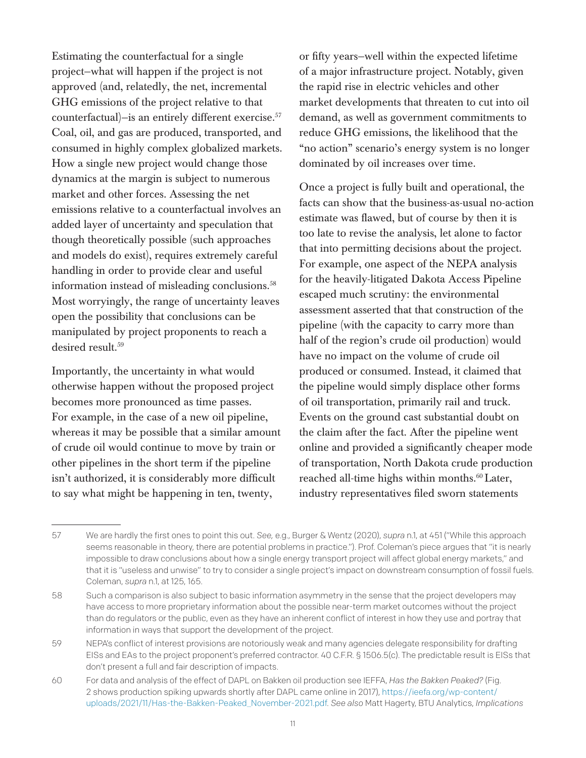Estimating the counterfactual for a single project—what will happen if the project is not approved (and, relatedly, the net, incremental GHG emissions of the project relative to that counterfactual)—is an entirely different exercise.[57] Coal, oil, and gas are produced, transported, and consumed in highly complex globalized markets. How a single new project would change those dynamics at the margin is subject to numerous market and other forces. Assessing the net emissions relative to a counterfactual involves an added layer of uncertainty and speculation that though theoretically possible (such approaches and models do exist), requires extremely careful handling in order to provide clear and useful information instead of misleading conclusions.[58] Most worryingly, the range of uncertainty leaves open the possibility that conclusions can be manipulated by project proponents to reach a desired result.[59]

Importantly, the uncertainty in what would otherwise happen without the proposed project becomes more pronounced as time passes. For example, in the case of a new oil pipeline, whereas it may be possible that a similar amount of crude oil would continue to move by train or other pipelines in the short term if the pipeline isn't authorized, it is considerably more difficult to say what might be happening in ten, twenty, or fifty years—well within the expected lifetime of a major infrastructure project. Notably, given the rapid rise in electric vehicles and other market developments that threaten to cut into oil demand, as well as government commitments to reduce GHG emissions, the likelihood that the "no action" scenario's energy system is no longer dominated by oil increases over time.

Once a project is fully built and operational, the facts can show that the business-as-usual no-action estimate was flawed, but of course by then it is too late to revise the analysis, let alone to factor that into permitting decisions about the project. For example, one aspect of the NEPA analysis for the heavily-litigated Dakota Access Pipeline escaped much scrutiny: the environmental assessment asserted that that construction of the pipeline (with the capacity to carry more than half of the region's crude oil production) would have no impact on the volume of crude oil produced or consumed. Instead, it claimed that the pipeline would simply displace other forms of oil transportation, primarily rail and truck. Events on the ground cast substantial doubt on the claim after the fact. After the pipeline went online and provided a significantly cheaper mode of transportation, North Dakota crude production reached all-time highs within months.[60] Later, industry representatives filed sworn statements

---

57 We are hardly the first ones to point this out. *See,* e.g., Burger & Wentz (2020), *supra* n.1, at 451 ("While this approach seems reasonable in theory, there are potential problems in practice."). Prof. Coleman's piece argues that "it is nearly impossible to draw conclusions about how a single energy transport project will affect global energy markets," and that it is "useless and unwise" to try to consider a single project's impact on downstream consumption of fossil fuels. Coleman, *supra* n.1, at 125, 165.

58 Such a comparison is also subject to basic information asymmetry in the sense that the project developers may have access to more proprietary information about the possible near-term market outcomes without the project than do regulators or the public, even as they have an inherent conflict of interest in how they use and portray that information in ways that support the development of the project.

59 NEPA's conflict of interest provisions are notoriously weak and many agencies delegate responsibility for drafting EISs and EAs to the project proponent's preferred contractor. 40 C.F.R. § 1506.5(c). The predictable result is EISs that don't present a full and fair description of impacts.

60 For data and analysis of the effect of DAPL on Bakken oil production see IEEFA, *Has the Bakken Peaked?* (Fig. 2 shows production spiking upwards shortly after DAPL came online in 2017), https://ieefa.org/wp-content/uploads/2021/11/Has-the-Bakken-Peaked_November-2021.pdf. *See also* Matt Hagerty, BTU Analytics, *Implications*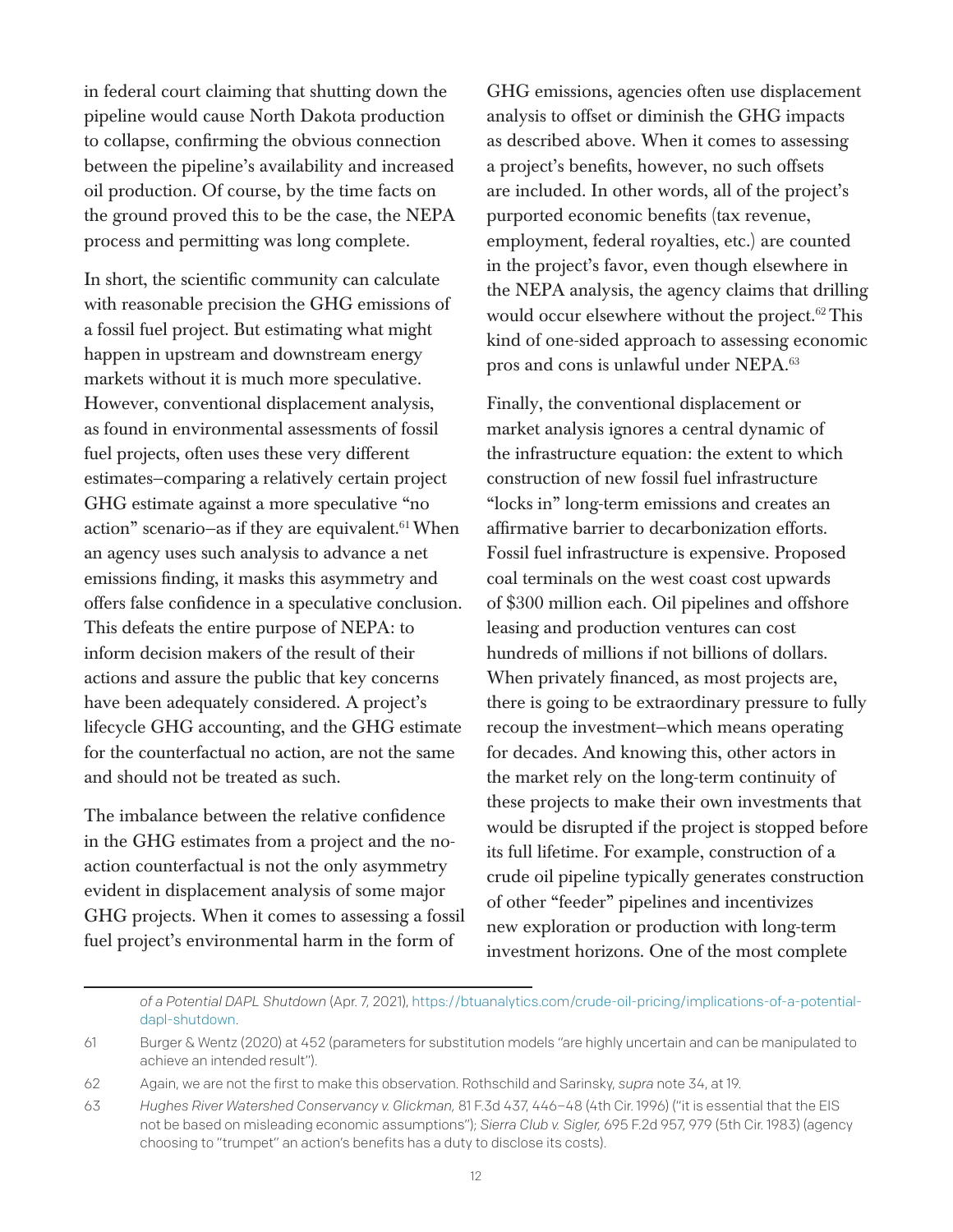in federal court claiming that shutting down the pipeline would cause North Dakota production to collapse, confirming the obvious connection between the pipeline's availability and increased oil production. Of course, by the time facts on the ground proved this to be the case, the NEPA process and permitting was long complete.

In short, the scientific community can calculate with reasonable precision the GHG emissions of a fossil fuel project. But estimating what might happen in upstream and downstream energy markets without it is much more speculative. However, conventional displacement analysis, as found in environmental assessments of fossil fuel projects, often uses these very different estimates—comparing a relatively certain project GHG estimate against a more speculative "no action" scenario—as if they are equivalent.[61] When an agency uses such analysis to advance a net emissions finding, it masks this asymmetry and offers false confidence in a speculative conclusion. This defeats the entire purpose of NEPA: to inform decision makers of the result of their actions and assure the public that key concerns have been adequately considered. A project's lifecycle GHG accounting, and the GHG estimate for the counterfactual no action, are not the same and should not be treated as such.

The imbalance between the relative confidence in the GHG estimates from a project and the no-action counterfactual is not the only asymmetry evident in displacement analysis of some major GHG projects. When it comes to assessing a fossil fuel project's environmental harm in the form of GHG emissions, agencies often use displacement analysis to offset or diminish the GHG impacts as described above. When it comes to assessing a project's benefits, however, no such offsets are included. In other words, all of the project's purported economic benefits (tax revenue, employment, federal royalties, etc.) are counted in the project's favor, even though elsewhere in the NEPA analysis, the agency claims that drilling would occur elsewhere without the project.[62] This kind of one-sided approach to assessing economic pros and cons is unlawful under NEPA.[63]

Finally, the conventional displacement or market analysis ignores a central dynamic of the infrastructure equation: the extent to which construction of new fossil fuel infrastructure "locks in" long-term emissions and creates an affirmative barrier to decarbonization efforts. Fossil fuel infrastructure is expensive. Proposed coal terminals on the west coast cost upwards of $300 million each. Oil pipelines and offshore leasing and production ventures can cost hundreds of millions if not billions of dollars. When privately financed, as most projects are, there is going to be extraordinary pressure to fully recoup the investment—which means operating for decades. And knowing this, other actors in the market rely on the long-term continuity of these projects to make their own investments that would be disrupted if the project is stopped before its full lifetime. For example, construction of a crude oil pipeline typically generates construction of other "feeder" pipelines and incentivizes new exploration or production with long-term investment horizons. One of the most complete

---

*of a Potential DAPL Shutdown* (Apr. 7, 2021), https://btuanalytics.com/crude-oil-pricing/implications-of-a-potential-dapl-shutdown.

61 Burger & Wentz (2020) at 452 (parameters for substitution models "are highly uncertain and can be manipulated to achieve an intended result").

62 Again, we are not the first to make this observation. Rothschild and Sarinsky, *supra* note 34, at 19.

63 *Hughes River Watershed Conservancy v. Glickman,* 81 F.3d 437, 446–48 (4th Cir. 1996) ("it is essential that the EIS not be based on misleading economic assumptions"); *Sierra Club v. Sigler,* 695 F.2d 957, 979 (5th Cir. 1983) (agency choosing to "trumpet" an action's benefits has a duty to disclose its costs).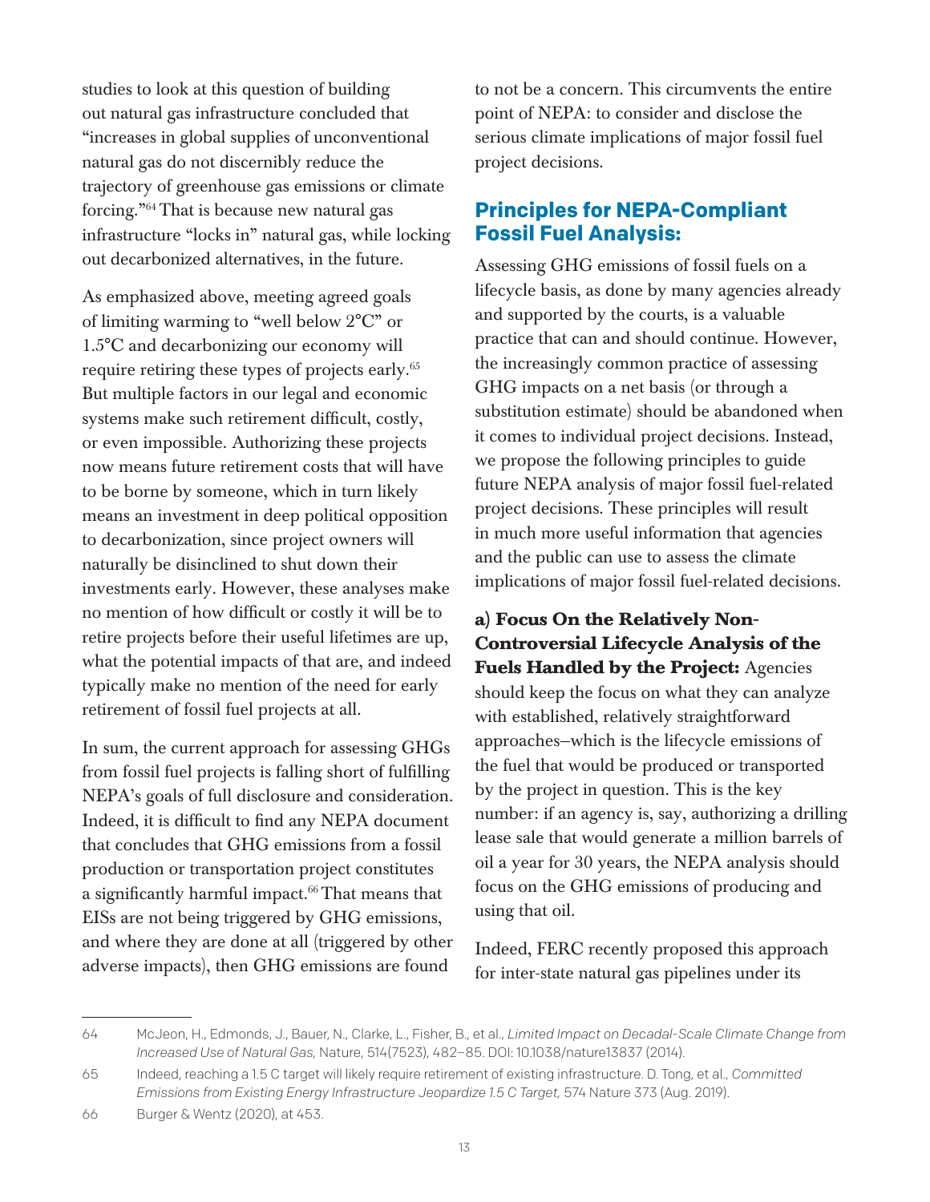studies to look at this question of building out natural gas infrastructure concluded that "increases in global supplies of unconventional natural gas do not discernibly reduce the trajectory of greenhouse gas emissions or climate forcing."[64] That is because new natural gas infrastructure "locks in" natural gas, while locking out decarbonized alternatives, in the future.

As emphasized above, meeting agreed goals of limiting warming to "well below 2°C" or 1.5°C and decarbonizing our economy will require retiring these types of projects early.[65] But multiple factors in our legal and economic systems make such retirement difficult, costly, or even impossible. Authorizing these projects now means future retirement costs that will have to be borne by someone, which in turn likely means an investment in deep political opposition to decarbonization, since project owners will naturally be disinclined to shut down their investments early. However, these analyses make no mention of how difficult or costly it will be to retire projects before their useful lifetimes are up, what the potential impacts of that are, and indeed typically make no mention of the need for early retirement of fossil fuel projects at all.

In sum, the current approach for assessing GHGs from fossil fuel projects is falling short of fulfilling NEPA's goals of full disclosure and consideration. Indeed, it is difficult to find any NEPA document that concludes that GHG emissions from a fossil production or transportation project constitutes a significantly harmful impact.[66] That means that EISs are not being triggered by GHG emissions, and where they are done at all (triggered by other adverse impacts), then GHG emissions are found to not be a concern. This circumvents the entire point of NEPA: to consider and disclose the serious climate implications of major fossil fuel project decisions.

## Principles for NEPA-Compliant Fossil Fuel Analysis:

Assessing GHG emissions of fossil fuels on a lifecycle basis, as done by many agencies already and supported by the courts, is a valuable practice that can and should continue. However, the increasingly common practice of assessing GHG impacts on a net basis (or through a substitution estimate) should be abandoned when it comes to individual project decisions. Instead, we propose the following principles to guide future NEPA analysis of major fossil fuel-related project decisions. These principles will result in much more useful information that agencies and the public can use to assess the climate implications of major fossil fuel-related decisions.

**a) Focus On the Relatively Non-Controversial Lifecycle Analysis of the Fuels Handled by the Project:** Agencies should keep the focus on what they can analyze with established, relatively straightforward approaches–which is the lifecycle emissions of the fuel that would be produced or transported by the project in question. This is the key number: if an agency is, say, authorizing a drilling lease sale that would generate a million barrels of oil a year for 30 years, the NEPA analysis should focus on the GHG emissions of producing and using that oil.

Indeed, FERC recently proposed this approach for inter-state natural gas pipelines under its

---

64 McJeon, H., Edmonds, J., Bauer, N., Clarke, L., Fisher, B., et al., *Limited Impact on Decadal-Scale Climate Change from Increased Use of Natural Gas,* Nature, 514(7523), 482–85. DOI: 10.1038/nature13837 (2014).

65 Indeed, reaching a 1.5 C target will likely require retirement of existing infrastructure. D. Tong, et al., *Committed Emissions from Existing Energy Infrastructure Jeopardize 1.5 C Target,* 574 Nature 373 (Aug. 2019).

66 Burger & Wentz (2020), at 453.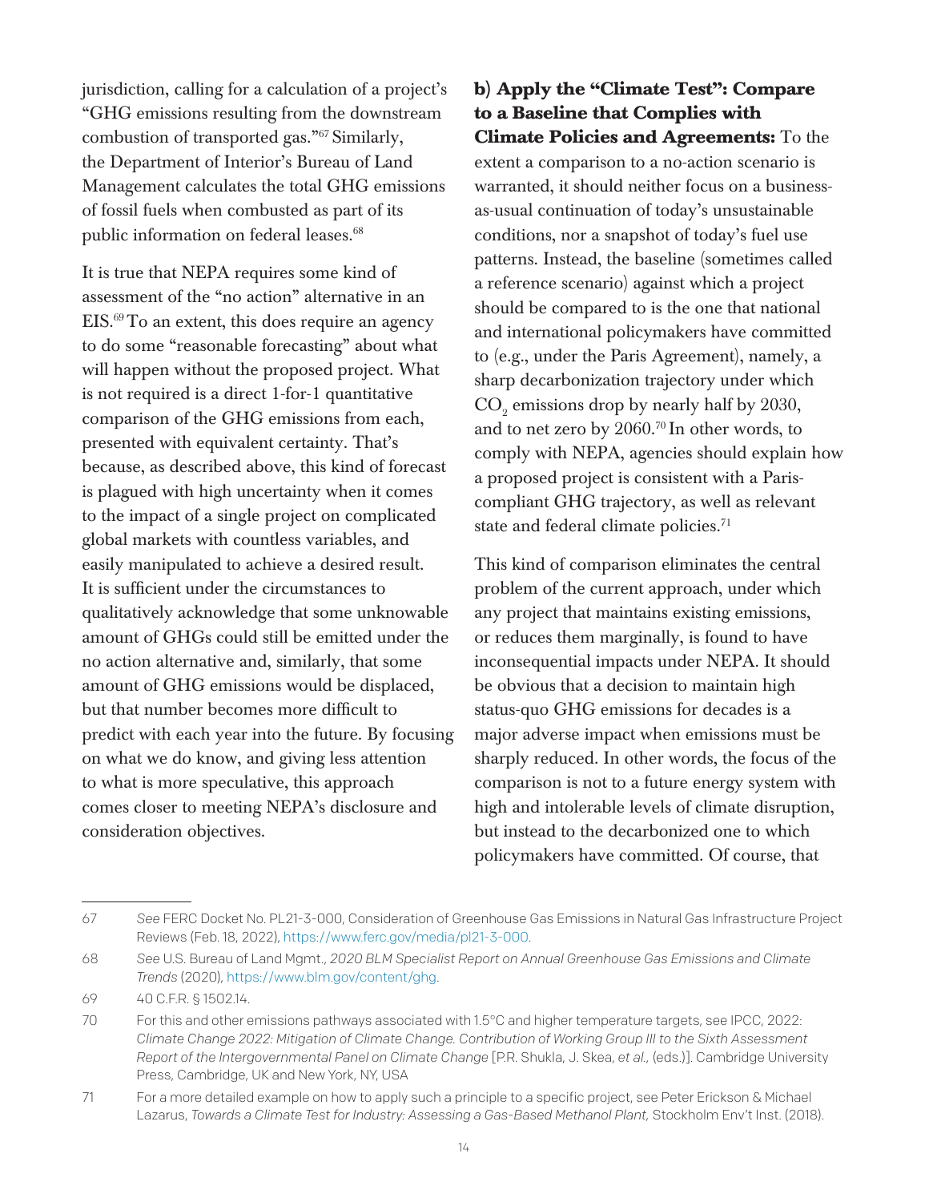jurisdiction, calling for a calculation of a project's "GHG emissions resulting from the downstream combustion of transported gas."[67] Similarly, the Department of Interior's Bureau of Land Management calculates the total GHG emissions of fossil fuels when combusted as part of its public information on federal leases.[68]

It is true that NEPA requires some kind of assessment of the "no action" alternative in an EIS.[69] To an extent, this does require an agency to do some "reasonable forecasting" about what will happen without the proposed project. What is not required is a direct 1-for-1 quantitative comparison of the GHG emissions from each, presented with equivalent certainty. That's because, as described above, this kind of forecast is plagued with high uncertainty when it comes to the impact of a single project on complicated global markets with countless variables, and easily manipulated to achieve a desired result. It is sufficient under the circumstances to qualitatively acknowledge that some unknowable amount of GHGs could still be emitted under the no action alternative and, similarly, that some amount of GHG emissions would be displaced, but that number becomes more difficult to predict with each year into the future. By focusing on what we do know, and giving less attention to what is more speculative, this approach comes closer to meeting NEPA's disclosure and consideration objectives.

**b) Apply the "Climate Test": Compare to a Baseline that Complies with Climate Policies and Agreements:** To the extent a comparison to a no-action scenario is warranted, it should neither focus on a business-as-usual continuation of today's unsustainable conditions, nor a snapshot of today's fuel use patterns. Instead, the baseline (sometimes called a reference scenario) against which a project should be compared to is the one that national and international policymakers have committed to (e.g., under the Paris Agreement), namely, a sharp decarbonization trajectory under which $CO_2$ emissions drop by nearly half by 2030, and to net zero by 2060.[70] In other words, to comply with NEPA, agencies should explain how a proposed project is consistent with a Paris-compliant GHG trajectory, as well as relevant state and federal climate policies.[71]

This kind of comparison eliminates the central problem of the current approach, under which any project that maintains existing emissions, or reduces them marginally, is found to have inconsequential impacts under NEPA. It should be obvious that a decision to maintain high status-quo GHG emissions for decades is a major adverse impact when emissions must be sharply reduced. In other words, the focus of the comparison is not to a future energy system with high and intolerable levels of climate disruption, but instead to the decarbonized one to which policymakers have committed. Of course, that

---

67 *See* FERC Docket No. PL21-3-000, Consideration of Greenhouse Gas Emissions in Natural Gas Infrastructure Project Reviews (Feb. 18, 2022), https://www.ferc.gov/media/pl21-3-000.

68 *See* U.S. Bureau of Land Mgmt., *2020 BLM Specialist Report on Annual Greenhouse Gas Emissions and Climate Trends* (2020), https://www.blm.gov/content/ghg.

69 40 C.F.R. § 1502.14.

70 For this and other emissions pathways associated with 1.5°C and higher temperature targets, see IPCC, 2022: *Climate Change 2022: Mitigation of Climate Change. Contribution of Working Group III to the Sixth Assessment Report of the Intergovernmental Panel on Climate Change* [P.R. Shukla, J. Skea, *et al.,* (eds.)]. Cambridge University Press, Cambridge, UK and New York, NY, USA

71 For a more detailed example on how to apply such a principle to a specific project, see Peter Erickson & Michael Lazarus, *Towards a Climate Test for Industry: Assessing a Gas-Based Methanol Plant,* Stockholm Env't Inst. (2018).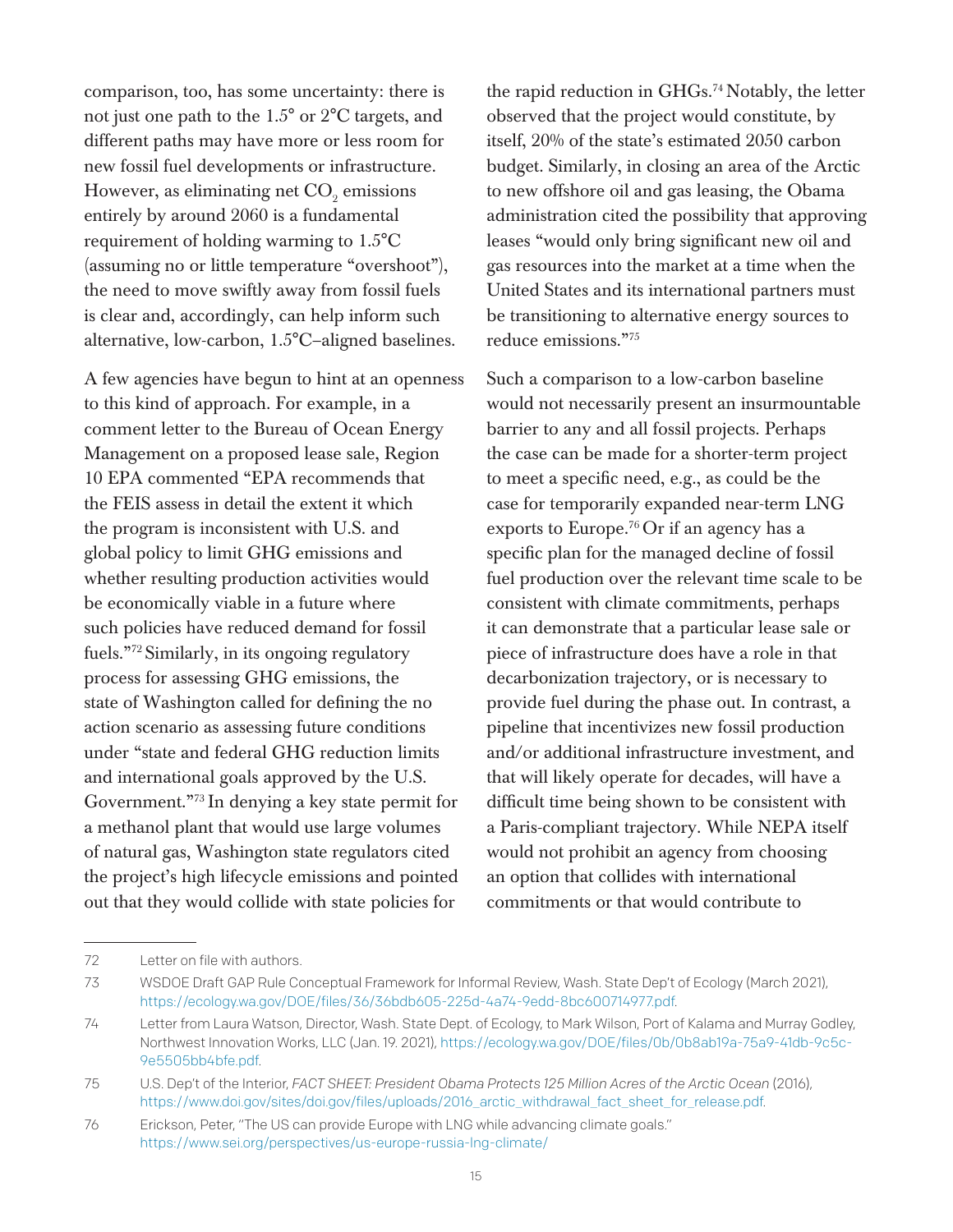comparison, too, has some uncertainty: there is not just one path to the 1.5° or 2°C targets, and different paths may have more or less room for new fossil fuel developments or infrastructure. However, as eliminating net $CO_2$ emissions entirely by around 2060 is a fundamental requirement of holding warming to 1.5°C (assuming no or little temperature "overshoot"), the need to move swiftly away from fossil fuels is clear and, accordingly, can help inform such alternative, low-carbon, 1.5°C–aligned baselines.

A few agencies have begun to hint at an openness to this kind of approach. For example, in a comment letter to the Bureau of Ocean Energy Management on a proposed lease sale, Region 10 EPA commented "EPA recommends that the FEIS assess in detail the extent it which the program is inconsistent with U.S. and global policy to limit GHG emissions and whether resulting production activities would be economically viable in a future where such policies have reduced demand for fossil fuels."[72] Similarly, in its ongoing regulatory process for assessing GHG emissions, the state of Washington called for defining the no action scenario as assessing future conditions under "state and federal GHG reduction limits and international goals approved by the U.S. Government."[73] In denying a key state permit for a methanol plant that would use large volumes of natural gas, Washington state regulators cited the project's high lifecycle emissions and pointed out that they would collide with state policies for the rapid reduction in GHGs.[74] Notably, the letter observed that the project would constitute, by itself, 20% of the state's estimated 2050 carbon budget. Similarly, in closing an area of the Arctic to new offshore oil and gas leasing, the Obama administration cited the possibility that approving leases "would only bring significant new oil and gas resources into the market at a time when the United States and its international partners must be transitioning to alternative energy sources to reduce emissions."[75]

Such a comparison to a low-carbon baseline would not necessarily present an insurmountable barrier to any and all fossil projects. Perhaps the case can be made for a shorter-term project to meet a specific need, e.g., as could be the case for temporarily expanded near-term LNG exports to Europe.[76] Or if an agency has a specific plan for the managed decline of fossil fuel production over the relevant time scale to be consistent with climate commitments, perhaps it can demonstrate that a particular lease sale or piece of infrastructure does have a role in that decarbonization trajectory, or is necessary to provide fuel during the phase out. In contrast, a pipeline that incentivizes new fossil production and/or additional infrastructure investment, and that will likely operate for decades, will have a difficult time being shown to be consistent with a Paris-compliant trajectory. While NEPA itself would not prohibit an agency from choosing an option that collides with international commitments or that would contribute to

---

72 Letter on file with authors.

73 WSDOE Draft GAP Rule Conceptual Framework for Informal Review, Wash. State Dep't of Ecology (March 2021), https://ecology.wa.gov/DOE/files/36/36bdb605-225d-4a74-9edd-8bc600714977.pdf.

74 Letter from Laura Watson, Director, Wash. State Dept. of Ecology, to Mark Wilson, Port of Kalama and Murray Godley, Northwest Innovation Works, LLC (Jan. 19. 2021), https://ecology.wa.gov/DOE/files/0b/0b8ab19a-75a9-41db-9c5c-9e5505bb4bfe.pdf.

75 U.S. Dep't of the Interior, *FACT SHEET: President Obama Protects 125 Million Acres of the Arctic Ocean* (2016), https://www.doi.gov/sites/doi.gov/files/uploads/2016_arctic_withdrawal_fact_sheet_for_release.pdf.

76 Erickson, Peter, "The US can provide Europe with LNG while advancing climate goals." https://www.sei.org/perspectives/us-europe-russia-lng-climate/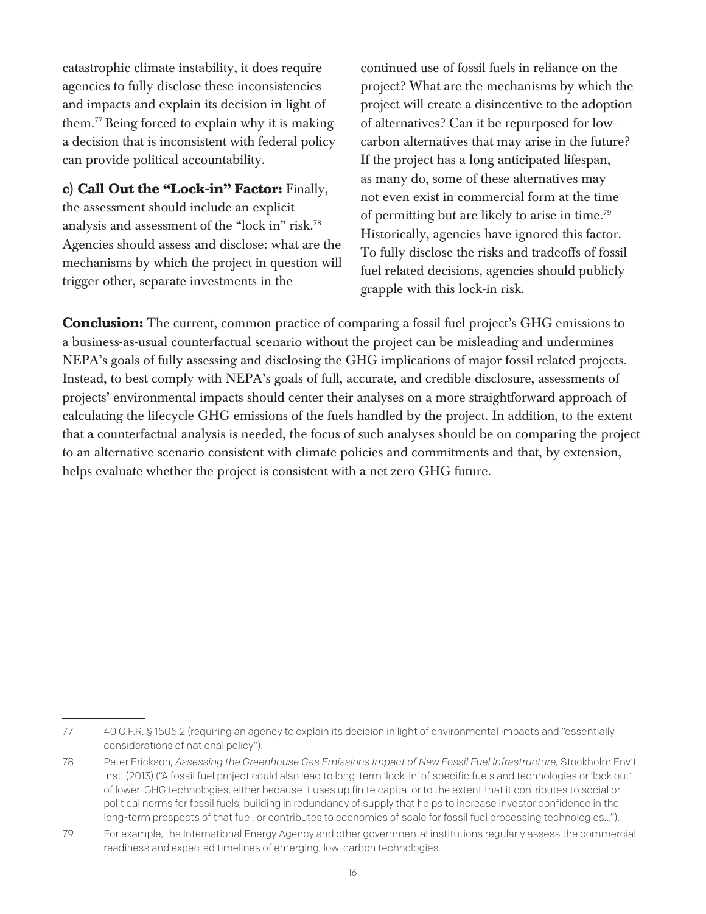catastrophic climate instability, it does require agencies to fully disclose these inconsistencies and impacts and explain its decision in light of them.[77] Being forced to explain why it is making a decision that is inconsistent with federal policy can provide political accountability.

**c) Call Out the "Lock-in" Factor:** Finally, the assessment should include an explicit analysis and assessment of the "lock in" risk.[78] Agencies should assess and disclose: what are the mechanisms by which the project in question will trigger other, separate investments in the continued use of fossil fuels in reliance on the project? What are the mechanisms by which the project will create a disincentive to the adoption of alternatives? Can it be repurposed for low-carbon alternatives that may arise in the future? If the project has a long anticipated lifespan, as many do, some of these alternatives may not even exist in commercial form at the time of permitting but are likely to arise in time.[79] Historically, agencies have ignored this factor. To fully disclose the risks and tradeoffs of fossil fuel related decisions, agencies should publicly grapple with this lock-in risk.

**Conclusion:** The current, common practice of comparing a fossil fuel project's GHG emissions to a business-as-usual counterfactual scenario without the project can be misleading and undermines NEPA's goals of fully assessing and disclosing the GHG implications of major fossil related projects. Instead, to best comply with NEPA's goals of full, accurate, and credible disclosure, assessments of projects' environmental impacts should center their analyses on a more straightforward approach of calculating the lifecycle GHG emissions of the fuels handled by the project. In addition, to the extent that a counterfactual analysis is needed, the focus of such analyses should be on comparing the project to an alternative scenario consistent with climate policies and commitments and that, by extension, helps evaluate whether the project is consistent with a net zero GHG future.

---

77 40 C.F.R. § 1505.2 (requiring an agency to explain its decision in light of environmental impacts and "essentially considerations of national policy").

78 Peter Erickson, *Assessing the Greenhouse Gas Emissions Impact of New Fossil Fuel Infrastructure,* Stockholm Env't Inst. (2013) ("A fossil fuel project could also lead to long-term 'lock-in' of specific fuels and technologies or 'lock out' of lower-GHG technologies, either because it uses up finite capital or to the extent that it contributes to social or political norms for fossil fuels, building in redundancy of supply that helps to increase investor confidence in the long-term prospects of that fuel, or contributes to economies of scale for fossil fuel processing technologies…").

79 For example, the International Energy Agency and other governmental institutions regularly assess the commercial readiness and expected timelines of emerging, low-carbon technologies.